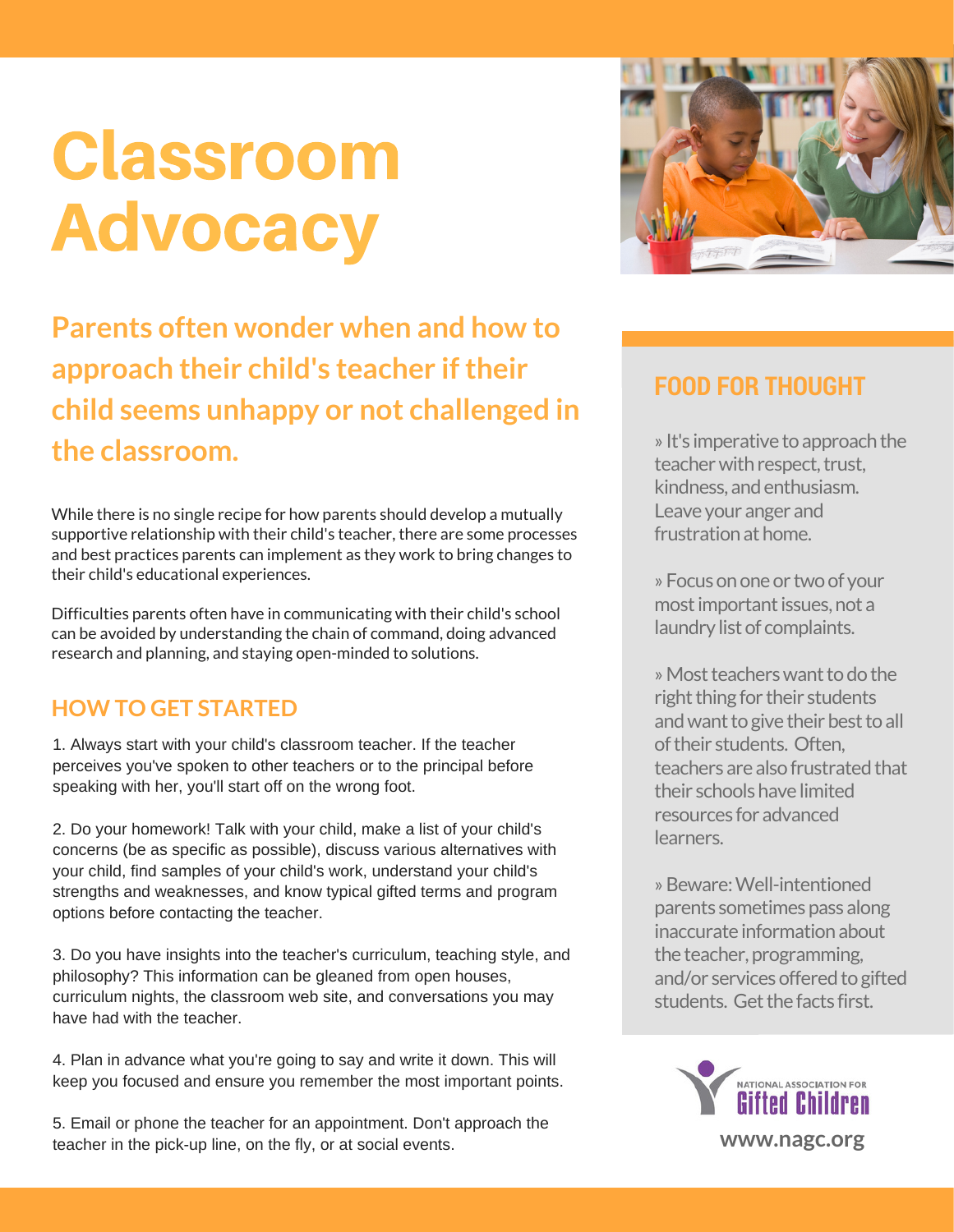# Classroom Advocacy

## Parents often wonder when and how to approach their child's teacher if their child seems unhappy or not challenged in the classroom.

While there is no single recipe for how parents should develop a mutually supportive relationship with their child's teacher, there are some processes and best practices parents can implement as they work to bring changes to their child's educational experiences.

Difficulties parents often have in communicating with their child's school can be avoided by understanding the chain of command, doing advanced research and planning, and staying open-minded to solutions.

### HOW TO GET STARTED

1. Always start with your child's classroom teacher. If the teacher perceives you've spoken to other teachers or to the principal before speaking with her, you'll start off on the wrong foot.

2. Do your homework! Talk with your child, make a list of your child's concerns (be as specific as possible), discuss various alternatives with your child, find samples of your child's work, understand your child's strengths and weaknesses, and know typical gifted terms and program options before contacting the teacher.

3. Do you have insights into the teacher's curriculum, teaching style, and philosophy? This information can be gleaned from open houses, curriculum nights, the classroom web site, and conversations you may have had with the teacher.

4. Plan in advance what you're going to say and write it down. This will keep you focused and ensure you remember the most important points.

5. Email or phone the teacher for an appointment. Don't approach the teacher in the pick-up line, on the fly, or at social events.

### FOOD FOR THOUGHT

» It's imperative to approach the teacher with respect, trust, kindness, and enthusiasm. Leave your anger and frustration at home.

» Focus on one or two of your most important issues, not a laundry list of complaints.

» Most teachers want to do the right thing for their students and want to give their best to all of their students. Often, teachers are also frustrated that their schools have limited resources for advanced learners.

» Beware: Well-intentioned parents sometimes pass along inaccurate information about the teacher, programming, and/or services offered to gifted students. Get the facts first.

National Association for Gifted Children

www.nagc.org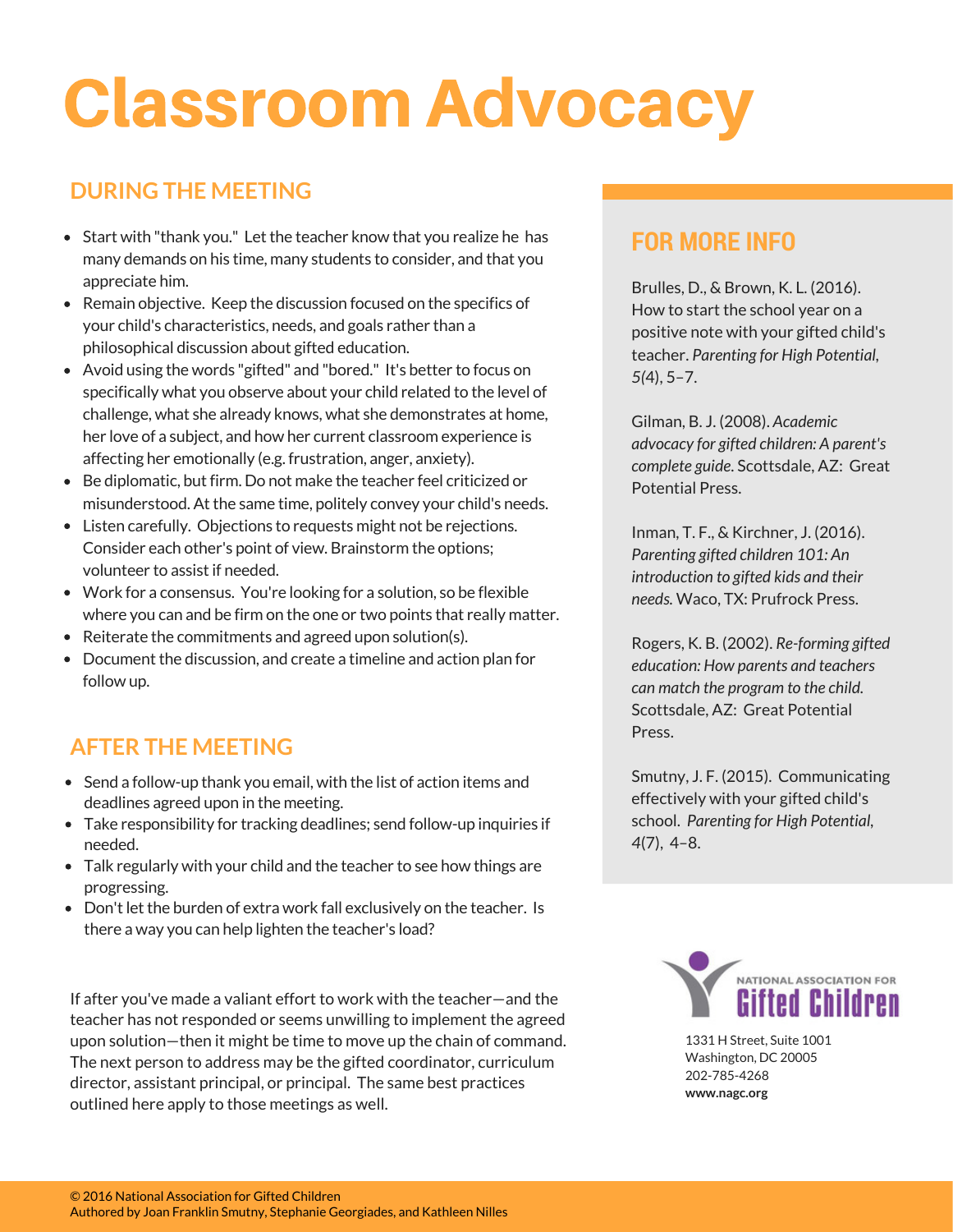# Classroom Advocacy

## DURING THE MEETING

- Start with "thank you." Let the teacher know that you realize he has many demands on his time, many students to consider, and that you appreciate him.
- Remain objective. Keep the discussion focused on the specifics of your child's characteristics, needs, and goals rather than a philosophical discussion about gifted education.
- Avoid using the words "gifted" and "bored." It's better to focus on specifically what you observe about your child related to the level of challenge, what she already knows, what she demonstrates at home, her love of a subject, and how her current classroom experience is affecting her emotionally (e.g. frustration, anger, anxiety).
- Be diplomatic, but firm. Do not make the teacher feel criticized or misunderstood. At the same time, politely convey your child's needs.
- Listen carefully. Objections to requests might not be rejections. Consider each other's point of view. Brainstorm the options; volunteer to assist if needed.
- Work for a consensus. You're looking for a solution, so be flexible where you can and be firm on the one or two points that really matter.
- Reiterate the commitments and agreed upon solution(s).
- Document the discussion, and create a timeline and action plan for follow up.

## AFTER THE MEETING

- Send a follow-up thank you email, with the list of action items and deadlines agreed upon in the meeting.
- Take responsibility for tracking deadlines; send follow-up inquiries if needed.
- Talk regularly with your child and the teacher to see how things are progressing.
- Don't let the burden of extra work fall exclusively on the teacher. Is there a way you can help lighten the teacher's load?

If after you've made a valiant effort to work with the teacher—and the teacher has not responded or seems unwilling to implement the agreed upon solution—then it might be time to move up the chain of command. The next person to address may be the gifted coordinator, curriculum director, assistant principal, or principal. The same best practices outlined here apply to those meetings as well.

## FOR MORE INFO

Brulles, D., & Brown, K. L. (2016). How to start the school year on a positive note with your gifted child's teacher. *Parenting for High Potential, 5*(4), 5–7.

Gilman, B. J. (2008). *Academic advocacy for gifted children: A parent's complete guide.* Scottsdale, AZ: Great Potential Press.

Inman, T. F., & Kirchner, J. (2016). *Parenting gifted children 101: An introduction to gifted kids and their needs.* Waco, TX: Prufrock Press.

Rogers, K. B. (2002). *Re-forming gifted education: How parents and teachers can match the program to the child.* Scottsdale, AZ: Great Potential Press.

Smutny, J. F. (2015). Communicating effectively with your gifted child's school. *Parenting for High Potential, 4*(7), 4–8.

NATIONAL ASSOCIATION FOR Gifted Children

1331 H Street, Suite 1001
Washington, DC 20005
202-785-4268
**www.nagc.org**

© 2016 National Association for Gifted Children
Authored by Joan Franklin Smutny, Stephanie Georgiades, and Kathleen Nilles